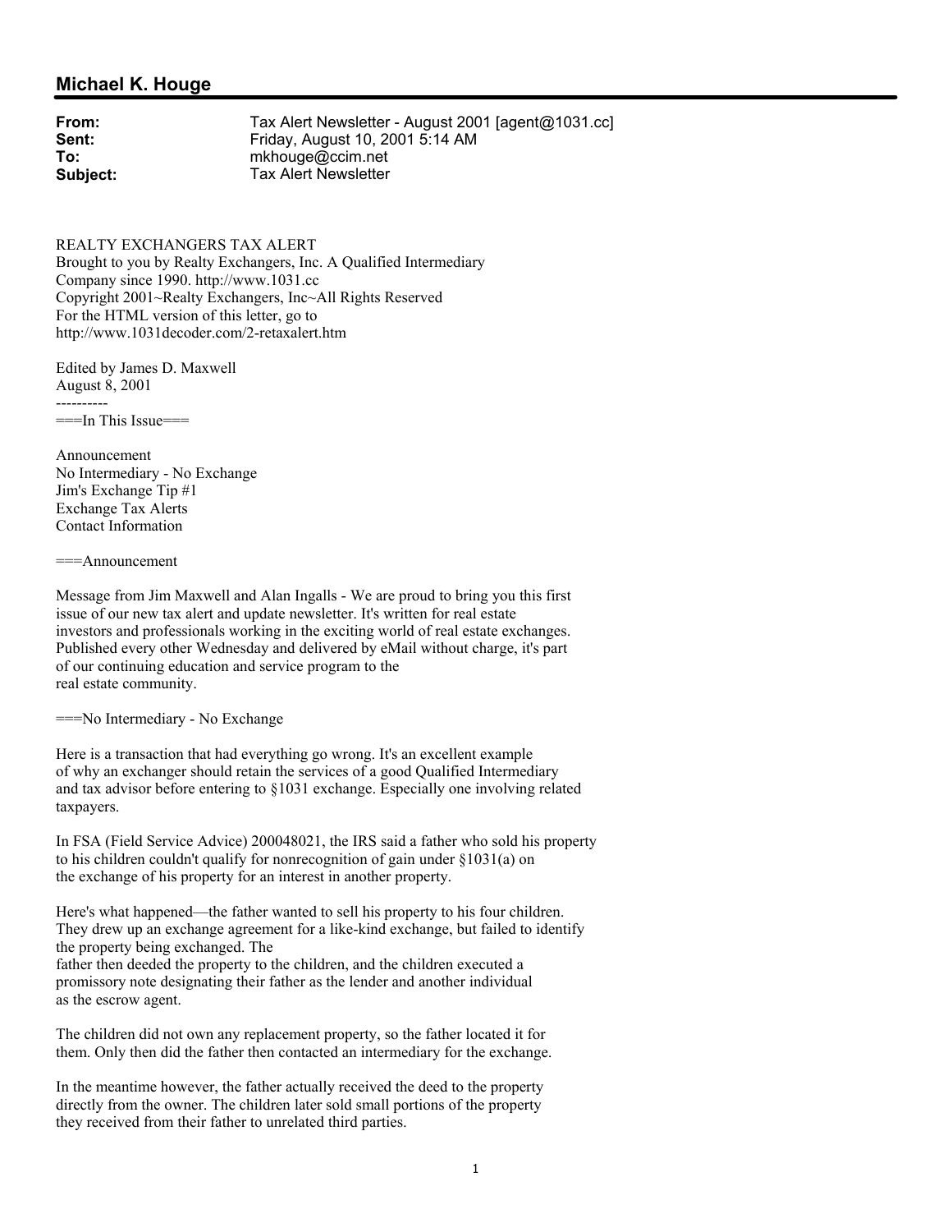## Michael K. Houge

**From:** Tax Alert Newsletter - August 2001 [agent@1031.cc]
**Sent:** Friday, August 10, 2001 5:14 AM
**To:** mkhouge@ccim.net
**Subject:** Tax Alert Newsletter

REALTY EXCHANGERS TAX ALERT
Brought to you by Realty Exchangers, Inc. A Qualified Intermediary Company since 1990. http://www.1031.cc
Copyright 2001~Realty Exchangers, Inc~All Rights Reserved
For the HTML version of this letter, go to http://www.1031decoder.com/2-retaxalert.htm

Edited by James D. Maxwell
August 8, 2001

----------

===In This Issue===

Announcement
No Intermediary - No Exchange
Jim's Exchange Tip #1
Exchange Tax Alerts
Contact Information

===Announcement

Message from Jim Maxwell and Alan Ingalls - We are proud to bring you this first issue of our new tax alert and update newsletter. It's written for real estate investors and professionals working in the exciting world of real estate exchanges. Published every other Wednesday and delivered by eMail without charge, it's part of our continuing education and service program to the real estate community.

===No Intermediary - No Exchange

Here is a transaction that had everything go wrong. It's an excellent example of why an exchanger should retain the services of a good Qualified Intermediary and tax advisor before entering to §1031 exchange. Especially one involving related taxpayers.

In FSA (Field Service Advice) 200048021, the IRS said a father who sold his property to his children couldn't qualify for nonrecognition of gain under §1031(a) on the exchange of his property for an interest in another property.

Here's what happened—the father wanted to sell his property to his four children. They drew up an exchange agreement for a like-kind exchange, but failed to identify the property being exchanged. The father then deeded the property to the children, and the children executed a promissory note designating their father as the lender and another individual as the escrow agent.

The children did not own any replacement property, so the father located it for them. Only then did the father then contacted an intermediary for the exchange.

In the meantime however, the father actually received the deed to the property directly from the owner. The children later sold small portions of the property they received from their father to unrelated third parties.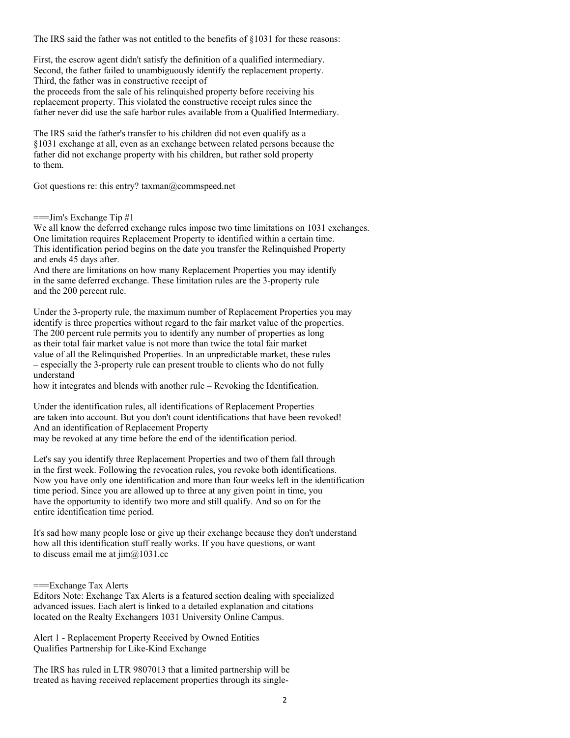The IRS said the father was not entitled to the benefits of §1031 for these reasons:

First, the escrow agent didn't satisfy the definition of a qualified intermediary.
Second, the father failed to unambiguously identify the replacement property.
Third, the father was in constructive receipt of
the proceeds from the sale of his relinquished property before receiving his replacement property. This violated the constructive receipt rules since the father never did use the safe harbor rules available from a Qualified Intermediary.

The IRS said the father's transfer to his children did not even qualify as a §1031 exchange at all, even as an exchange between related persons because the father did not exchange property with his children, but rather sold property to them.

Got questions re: this entry? taxman@commspeed.net

===Jim's Exchange Tip #1

We all know the deferred exchange rules impose two time limitations on 1031 exchanges. One limitation requires Replacement Property to identified within a certain time. This identification period begins on the date you transfer the Relinquished Property and ends 45 days after.
And there are limitations on how many Replacement Properties you may identify in the same deferred exchange. These limitation rules are the 3-property rule and the 200 percent rule.

Under the 3-property rule, the maximum number of Replacement Properties you may identify is three properties without regard to the fair market value of the properties. The 200 percent rule permits you to identify any number of properties as long as their total fair market value is not more than twice the total fair market value of all the Relinquished Properties. In an unpredictable market, these rules – especially the 3-property rule can present trouble to clients who do not fully understand
how it integrates and blends with another rule – Revoking the Identification.

Under the identification rules, all identifications of Replacement Properties are taken into account. But you don't count identifications that have been revoked! And an identification of Replacement Property
may be revoked at any time before the end of the identification period.

Let's say you identify three Replacement Properties and two of them fall through in the first week. Following the revocation rules, you revoke both identifications. Now you have only one identification and more than four weeks left in the identification time period. Since you are allowed up to three at any given point in time, you have the opportunity to identify two more and still qualify. And so on for the entire identification time period.

It's sad how many people lose or give up their exchange because they don't understand how all this identification stuff really works. If you have questions, or want to discuss email me at jim@1031.cc

===Exchange Tax Alerts

Editors Note: Exchange Tax Alerts is a featured section dealing with specialized advanced issues. Each alert is linked to a detailed explanation and citations located on the Realty Exchangers 1031 University Online Campus.

Alert 1 - Replacement Property Received by Owned Entities Qualifies Partnership for Like-Kind Exchange

The IRS has ruled in LTR 9807013 that a limited partnership will be treated as having received replacement properties through its single-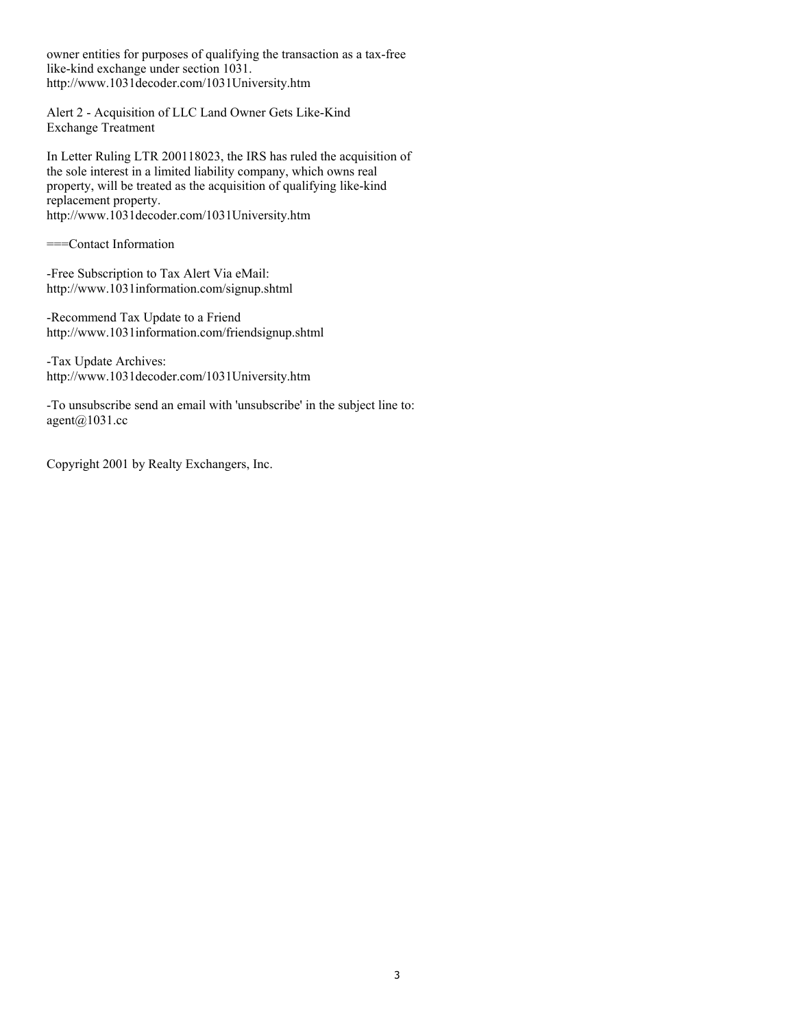owner entities for purposes of qualifying the transaction as a tax-free like-kind exchange under section 1031.
http://www.1031decoder.com/1031University.htm

Alert 2 - Acquisition of LLC Land Owner Gets Like-Kind Exchange Treatment

In Letter Ruling LTR 200118023, the IRS has ruled the acquisition of the sole interest in a limited liability company, which owns real property, will be treated as the acquisition of qualifying like-kind replacement property.
http://www.1031decoder.com/1031University.htm

===Contact Information

-Free Subscription to Tax Alert Via eMail:
http://www.1031information.com/signup.shtml

-Recommend Tax Update to a Friend
http://www.1031information.com/friendsignup.shtml

-Tax Update Archives:
http://www.1031decoder.com/1031University.htm

-To unsubscribe send an email with 'unsubscribe' in the subject line to:
agent@1031.cc

Copyright 2001 by Realty Exchangers, Inc.